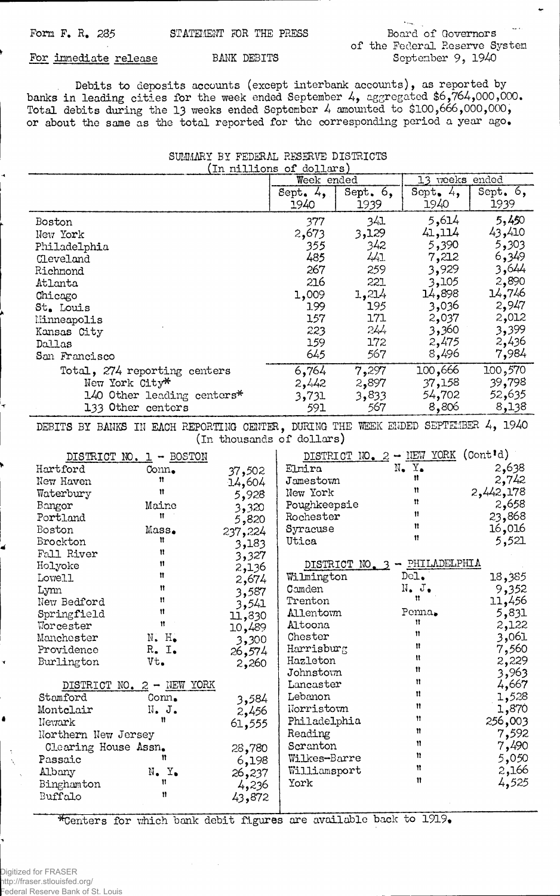Form F. R. 285 STATEMENT FOR THE PRESS Board of Governors of the Federal Reserve System

For immediate release BANK DEBITS September 9, 1940

Debits to deposits accounts (except interbank accounts), as reported by banks in leading cities for the week ended September 4, aggregated $6,764,000,000. Total debits during the 13 weeks ended September 4 amounted to $100,666,000,000, or about the same as the total reported for the corresponding period a year ago.

## SUMMARY BY FEDERAL RESERVE DISTRICTS

(In millions of dollars)

| | Week ended | | 13 weeks ended | |
|---|---|---|---|---|
| | Sept. 4, 1940 | Sept. 6, 1939 | Sept. 4, 1940 | Sept. 6, 1939 |
| Boston | 377 | 341 | 5,614 | 5,450 |
| New York | 2,673 | 3,129 | 41,114 | 43,410 |
| Philadelphia | 355 | 342 | 5,390 | 5,303 |
| Cleveland | 485 | 441 | 7,212 | 6,349 |
| Richmond | 267 | 259 | 3,929 | 3,644 |
| Atlanta | 216 | 221 | 3,105 | 2,890 |
| Chicago | 1,009 | 1,214 | 14,898 | 14,746 |
| St. Louis | 199 | 195 | 3,036 | 2,947 |
| Minneapolis | 157 | 171 | 2,037 | 2,012 |
| Kansas City | 223 | 244 | 3,360 | 3,399 |
| Dallas | 159 | 172 | 2,475 | 2,436 |
| San Francisco | 645 | 567 | 8,496 | 7,984 |
| Total, 274 reporting centers | 6,764 | 7,297 | 100,666 | 100,570 |
| New York City* | 2,442 | 2,897 | 37,158 | 39,798 |
| 140 Other leading centers* | 3,731 | 3,833 | 54,702 | 52,635 |
| 133 Other centers | 591 | 567 | 8,806 | 8,138 |

## DEBITS BY BANKS IN EACH REPORTING CENTER, DURING THE WEEK ENDED SEPTEMBER 4, 1940

(In thousands of dollars)

### DISTRICT NO. 1 - BOSTON

| City | State | Debits |
|---|---|---|
| Hartford | Conn. | 37,502 |
| New Haven | " | 14,604 |
| Waterbury | " | 5,928 |
| Bangor | Maine | 3,320 |
| Portland | " | 5,820 |
| Boston | Mass. | 237,224 |
| Brockton | " | 3,183 |
| Fall River | " | 3,327 |
| Holyoke | " | 2,136 |
| Lowell | " | 2,674 |
| Lynn | " | 3,587 |
| New Bedford | " | 3,541 |
| Springfield | " | 11,830 |
| Worcester | " | 10,489 |
| Manchester | N. H. | 3,300 |
| Providence | R. I. | 26,574 |
| Burlington | Vt. | 2,260 |

### DISTRICT NO. 2 - NEW YORK

| City | State | Debits |
|---|---|---|
| Stamford | Conn. | 3,584 |
| Montclair | N. J. | 2,456 |
| Newark | " | 61,555 |
| Northern New Jersey Clearing House Assn. | " | 28,780 |
| Passaic | " | 6,198 |
| Albany | N. Y. | 26,237 |
| Binghamton | " | 4,236 |
| Buffalo | " | 43,872 |
| Elmira | N. Y. | 2,638 |
| Jamestown | " | 2,742 |
| New York | " | 2,442,178 |
| Poughkeepsie | " | 2,658 |
| Rochester | " | 23,868 |
| Syracuse | " | 16,016 |
| Utica | " | 5,521 |

### DISTRICT NO. 3 - PHILADELPHIA

| City | State | Debits |
|---|---|---|
| Wilmington | Del. | 18,385 |
| Camden | N. J. | 9,352 |
| Trenton | " | 11,456 |
| Allentown | Penna. | 5,831 |
| Altoona | " | 2,122 |
| Chester | " | 3,061 |
| Harrisburg | " | 7,560 |
| Hazleton | " | 2,229 |
| Johnstown | " | 3,963 |
| Lancaster | " | 4,667 |
| Lebanon | " | 1,528 |
| Norristown | " | 1,870 |
| Philadelphia | " | 256,003 |
| Reading | " | 7,592 |
| Scranton | " | 7,490 |
| Wilkes-Barre | " | 5,050 |
| Williamsport | " | 2,166 |
| York | " | 4,525 |

*Centers for which bank debit figures are available back to 1919.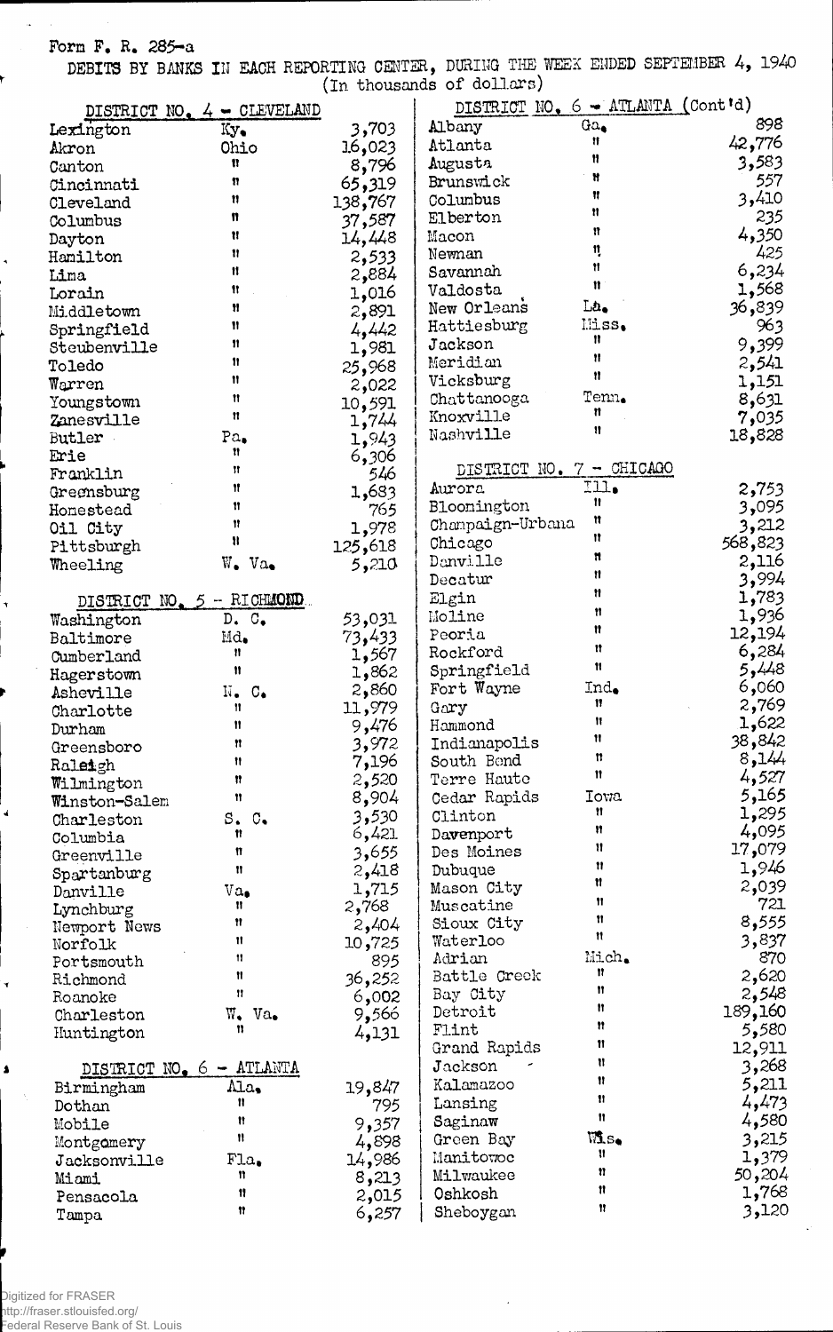Form F. R. 285-a

DEBITS BY BANKS IN EACH REPORTING CENTER, DURING THE WEEK ENDED SEPTEMBER 4, 1940
(In thousands of dollars)

| DISTRICT NO. 4 - CLEVELAND | | |
|---|---|---|
| Lexington | Ky. | 3,703 |
| Akron | Ohio | 16,023 |
| Canton | " | 8,796 |
| Cincinnati | " | 65,319 |
| Cleveland | " | 138,767 |
| Columbus | " | 37,587 |
| Dayton | " | 14,448 |
| Hamilton | " | 2,533 |
| Lima | " | 2,884 |
| Lorain | " | 1,016 |
| Middletown | " | 2,891 |
| Springfield | " | 4,442 |
| Steubenville | " | 1,981 |
| Toledo | " | 25,968 |
| Warren | " | 2,022 |
| Youngstown | " | 10,591 |
| Zanesville | " | 1,744 |
| Butler | Pa. | 1,943 |
| Erie | " | 6,306 |
| Franklin | " | 546 |
| Greensburg | " | 1,683 |
| Homestead | " | 765 |
| Oil City | " | 1,978 |
| Pittsburgh | " | 125,618 |
| Wheeling | W. Va. | 5,210 |

| DISTRICT NO. 5 - RICHMOND | | |
|---|---|---|
| Washington | D. C. | 53,031 |
| Baltimore | Md. | 73,433 |
| Cumberland | " | 1,567 |
| Hagerstown | " | 1,862 |
| Asheville | N. C. | 2,860 |
| Charlotte | " | 11,979 |
| Durham | " | 9,476 |
| Greensboro | " | 3,972 |
| Raleigh | " | 7,196 |
| Wilmington | " | 2,520 |
| Winston-Salem | " | 8,904 |
| Charleston | S. C. | 3,530 |
| Columbia | " | 6,421 |
| Greenville | " | 3,655 |
| Spartanburg | " | 2,418 |
| Danville | Va. | 1,715 |
| Lynchburg | " | 2,768 |
| Newport News | " | 2,404 |
| Norfolk | " | 10,725 |
| Portsmouth | " | 895 |
| Richmond | " | 36,252 |
| Roanoke | " | 6,002 |
| Charleston | W. Va. | 9,566 |
| Huntington | " | 4,131 |

| DISTRICT NO. 6 - ATLANTA | | |
|---|---|---|
| Birmingham | Ala. | 19,847 |
| Dothan | " | 795 |
| Mobile | " | 9,357 |
| Montgomery | " | 4,898 |
| Jacksonville | Fla. | 14,986 |
| Miami | " | 8,213 |
| Pensacola | " | 2,015 |
| Tampa | " | 6,257 |

| DISTRICT NO. 6 - ATLANTA (Cont'd) | | |
|---|---|---|
| Albany | Ga. | 898 |
| Atlanta | " | 42,776 |
| Augusta | " | 3,583 |
| Brunswick | " | 557 |
| Columbus | " | 3,410 |
| Elberton | " | 235 |
| Macon | " | 4,350 |
| Newnan | " | 425 |
| Savannah | " | 6,234 |
| Valdosta | " | 1,568 |
| New Orleans | La. | 36,839 |
| Hattiesburg | Miss. | 963 |
| Jackson | " | 9,399 |
| Meridian | " | 2,541 |
| Vicksburg | " | 1,151 |
| Chattanooga | Tenn. | 8,631 |
| Knoxville | " | 7,035 |
| Nashville | " | 18,828 |

| DISTRICT NO. 7 - CHICAGO | | |
|---|---|---|
| Aurora | Ill. | 2,753 |
| Bloomington | " | 3,095 |
| Champaign-Urbana | " | 3,212 |
| Chicago | " | 568,823 |
| Danville | " | 2,116 |
| Decatur | " | 3,994 |
| Elgin | " | 1,783 |
| Moline | " | 1,936 |
| Peoria | " | 12,194 |
| Rockford | " | 6,284 |
| Springfield | " | 5,448 |
| Fort Wayne | Ind. | 6,060 |
| Gary | " | 2,769 |
| Hammond | " | 1,622 |
| Indianapolis | " | 38,842 |
| South Bend | " | 8,144 |
| Terre Haute | " | 4,527 |
| Cedar Rapids | Iowa | 5,165 |
| Clinton | " | 1,295 |
| Davenport | " | 4,095 |
| Des Moines | " | 17,079 |
| Dubuque | " | 1,946 |
| Mason City | " | 2,039 |
| Muscatine | " | 721 |
| Sioux City | " | 8,555 |
| Waterloo | " | 3,837 |
| Adrian | Mich. | 870 |
| Battle Creek | " | 2,620 |
| Bay City | " | 2,548 |
| Detroit | " | 189,160 |
| Flint | " | 5,580 |
| Grand Rapids | " | 12,911 |
| Jackson | " | 3,268 |
| Kalamazoo | " | 5,211 |
| Lansing | " | 4,473 |
| Saginaw | " | 4,580 |
| Green Bay | Wis. | 3,215 |
| Manitowoc | " | 1,379 |
| Milwaukee | " | 50,204 |
| Oshkosh | " | 1,768 |
| Sheboygan | " | 3,120 |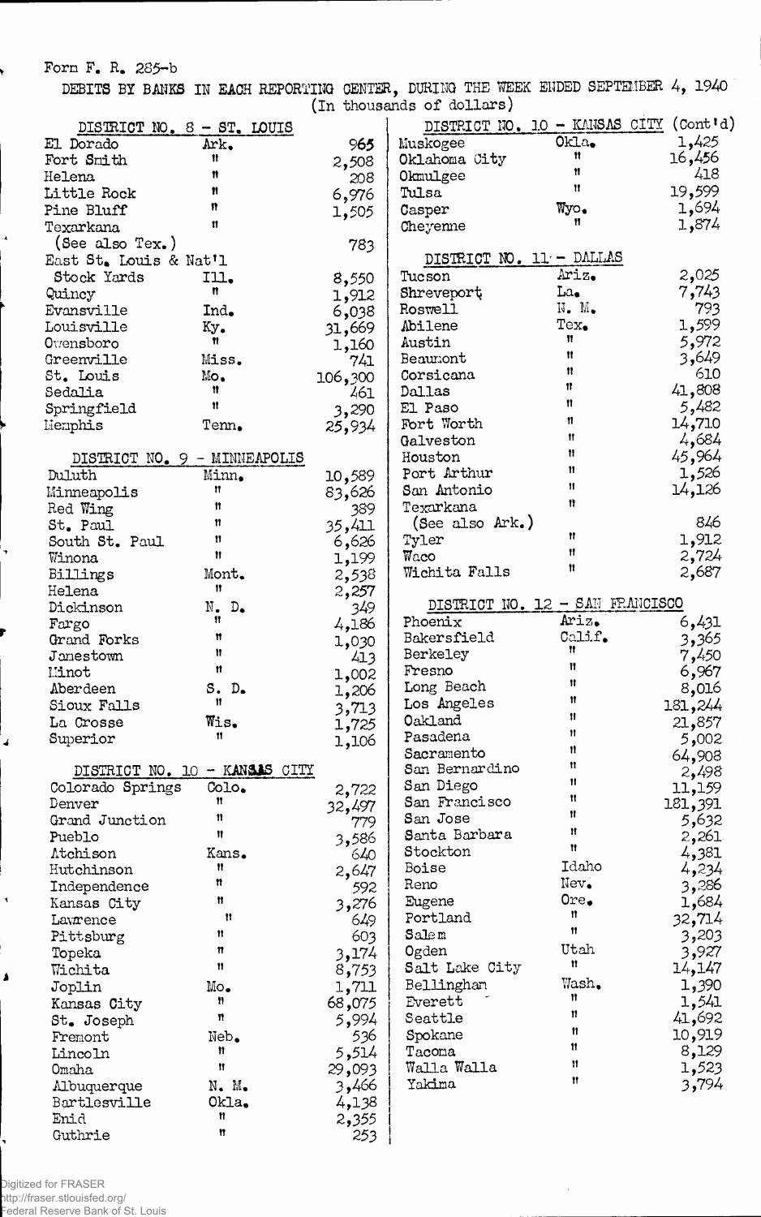Form F. R. 285-b

DEBITS BY BANKS IN EACH REPORTING CENTER, DURING THE WEEK ENDED SEPTEMBER 4, 1940

(In thousands of dollars)

| DISTRICT NO. 8 - ST. LOUIS | | |
|---|---|---|
| El Dorado | Ark. | 965 |
| Fort Smith | " | 2,508 |
| Helena | " | 208 |
| Little Rock | " | 6,976 |
| Pine Bluff | " | 1,505 |
| Texarkana (See also Tex.) | " | 783 |
| East St. Louis & Nat'l Stock Yards | Ill. | 8,550 |
| Quincy | " | 1,912 |
| Evansville | Ind. | 6,038 |
| Louisville | Ky. | 31,669 |
| Owensboro | " | 1,160 |
| Greenville | Miss. | 741 |
| St. Louis | Mo. | 106,300 |
| Sedalia | " | 461 |
| Springfield | " | 3,290 |
| Memphis | Tenn. | 25,934 |

| DISTRICT NO. 9 - MINNEAPOLIS | | |
|---|---|---|
| Duluth | Minn. | 10,589 |
| Minneapolis | " | 83,626 |
| Red Wing | " | 389 |
| St. Paul | " | 35,411 |
| South St. Paul | " | 6,626 |
| Winona | " | 1,199 |
| Billings | Mont. | 2,538 |
| Helena | " | 2,257 |
| Dickinson | N. D. | 349 |
| Fargo | " | 4,186 |
| Grand Forks | " | 1,030 |
| Jamestown | " | 413 |
| Minot | " | 1,002 |
| Aberdeen | S. D. | 1,206 |
| Sioux Falls | " | 3,713 |
| La Crosse | Wis. | 1,725 |
| Superior | " | 1,106 |

| DISTRICT NO. 10 - KANSAS CITY | | |
|---|---|---|
| Colorado Springs | Colo. | 2,722 |
| Denver | " | 32,497 |
| Grand Junction | " | 779 |
| Pueblo | " | 3,586 |
| Atchison | Kans. | 640 |
| Hutchinson | " | 2,647 |
| Independence | " | 592 |
| Kansas City | " | 3,276 |
| Lawrence | " | 649 |
| Pittsburg | " | 603 |
| Topeka | " | 3,174 |
| Wichita | " | 8,753 |
| Joplin | Mo. | 1,711 |
| Kansas City | " | 68,075 |
| St. Joseph | " | 5,994 |
| Fremont | Neb. | 536 |
| Lincoln | " | 5,514 |
| Omaha | " | 29,093 |
| Albuquerque | N. M. | 3,466 |
| Bartlesville | Okla. | 4,138 |
| Enid | " | 2,355 |
| Guthrie | " | 253 |

| DISTRICT NO. 10 - KANSAS CITY (Cont'd) | | |
|---|---|---|
| Muskogee | Okla. | 1,425 |
| Oklahoma City | " | 16,456 |
| Okmulgee | " | 418 |
| Tulsa | " | 19,599 |
| Casper | Wyo. | 1,694 |
| Cheyenne | " | 1,874 |

| DISTRICT NO. 11 - DALLAS | | |
|---|---|---|
| Tucson | Ariz. | 2,025 |
| Shreveport | La. | 7,743 |
| Roswell | N. M. | 793 |
| Abilene | Tex. | 1,599 |
| Austin | " | 5,972 |
| Beaumont | " | 3,649 |
| Corsicana | " | 610 |
| Dallas | " | 41,808 |
| El Paso | " | 5,482 |
| Fort Worth | " | 14,710 |
| Galveston | " | 4,684 |
| Houston | " | 45,964 |
| Port Arthur | " | 1,526 |
| San Antonio | " | 14,126 |
| Texarkana (See also Ark.) | " | 846 |
| Tyler | " | 1,912 |
| Waco | " | 2,724 |
| Wichita Falls | " | 2,687 |

| DISTRICT NO. 12 - SAN FRANCISCO | | |
|---|---|---|
| Phoenix | Ariz. | 6,431 |
| Bakersfield | Calif. | 3,365 |
| Berkeley | " | 7,450 |
| Fresno | " | 6,967 |
| Long Beach | " | 8,016 |
| Los Angeles | " | 181,244 |
| Oakland | " | 21,857 |
| Pasadena | " | 5,002 |
| Sacramento | " | 64,908 |
| San Bernardino | " | 2,498 |
| San Diego | " | 11,159 |
| San Francisco | " | 181,391 |
| San Jose | " | 5,632 |
| Santa Barbara | " | 2,261 |
| Stockton | " | 4,381 |
| Boise | Idaho | 4,234 |
| Reno | Nev. | 3,286 |
| Eugene | Ore. | 1,684 |
| Portland | " | 32,714 |
| Salem | " | 3,203 |
| Ogden | Utah | 3,927 |
| Salt Lake City | " | 14,147 |
| Bellingham | Wash. | 1,390 |
| Everett | " | 1,541 |
| Seattle | " | 41,692 |
| Spokane | " | 10,919 |
| Tacoma | " | 8,129 |
| Walla Walla | " | 1,523 |
| Yakima | " | 3,794 |